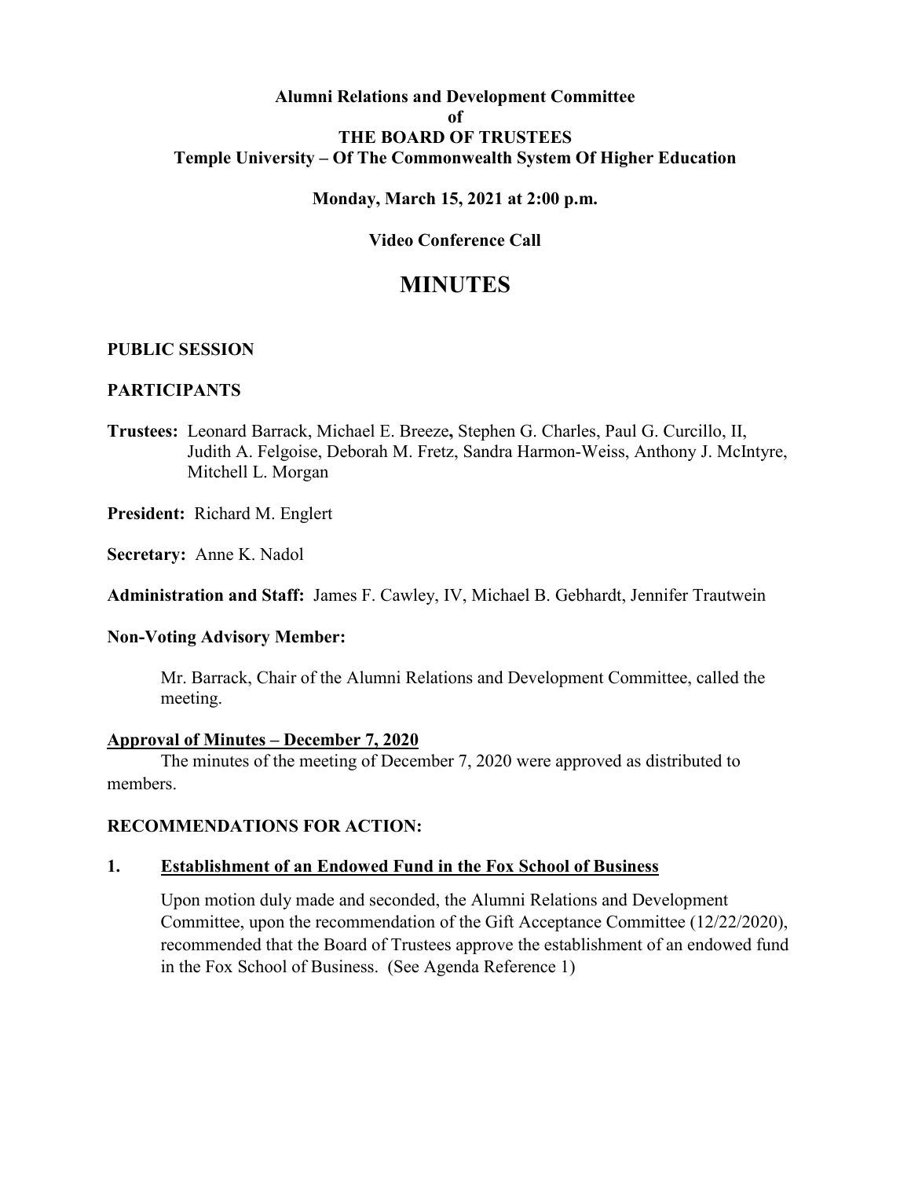**Alumni Relations and Development Committee**
**of**
**THE BOARD OF TRUSTEES**
**Temple University – Of The Commonwealth System Of Higher Education**

**Monday, March 15, 2021 at 2:00 p.m.**

**Video Conference Call**

# MINUTES

**PUBLIC SESSION**

**PARTICIPANTS**

**Trustees:** Leonard Barrack, Michael E. Breeze**,** Stephen G. Charles, Paul G. Curcillo, II, Judith A. Felgoise, Deborah M. Fretz, Sandra Harmon-Weiss, Anthony J. McIntyre, Mitchell L. Morgan

**President:** Richard M. Englert

**Secretary:** Anne K. Nadol

**Administration and Staff:** James F. Cawley, IV, Michael B. Gebhardt, Jennifer Trautwein

**Non-Voting Advisory Member:**

Mr. Barrack, Chair of the Alumni Relations and Development Committee, called the meeting.

**Approval of Minutes – December 7, 2020**

The minutes of the meeting of December 7, 2020 were approved as distributed to members.

**RECOMMENDATIONS FOR ACTION:**

**1. Establishment of an Endowed Fund in the Fox School of Business**

Upon motion duly made and seconded, the Alumni Relations and Development Committee, upon the recommendation of the Gift Acceptance Committee (12/22/2020), recommended that the Board of Trustees approve the establishment of an endowed fund in the Fox School of Business. (See Agenda Reference 1)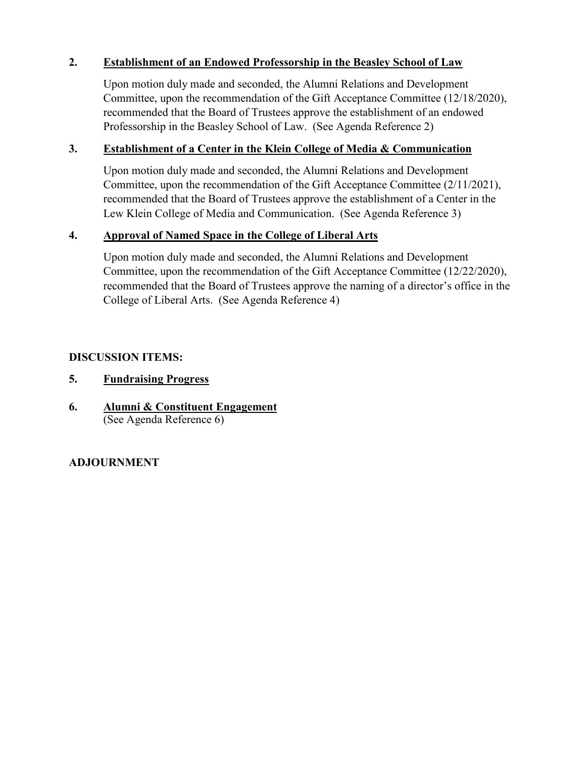**2. Establishment of an Endowed Professorship in the Beasley School of Law**

Upon motion duly made and seconded, the Alumni Relations and Development Committee, upon the recommendation of the Gift Acceptance Committee (12/18/2020), recommended that the Board of Trustees approve the establishment of an endowed Professorship in the Beasley School of Law. (See Agenda Reference 2)

**3. Establishment of a Center in the Klein College of Media & Communication**

Upon motion duly made and seconded, the Alumni Relations and Development Committee, upon the recommendation of the Gift Acceptance Committee (2/11/2021), recommended that the Board of Trustees approve the establishment of a Center in the Lew Klein College of Media and Communication. (See Agenda Reference 3)

**4. Approval of Named Space in the College of Liberal Arts**

Upon motion duly made and seconded, the Alumni Relations and Development Committee, upon the recommendation of the Gift Acceptance Committee (12/22/2020), recommended that the Board of Trustees approve the naming of a director's office in the College of Liberal Arts. (See Agenda Reference 4)

**DISCUSSION ITEMS:**

**5. Fundraising Progress**

**6. Alumni & Constituent Engagement**
(See Agenda Reference 6)

**ADJOURNMENT**